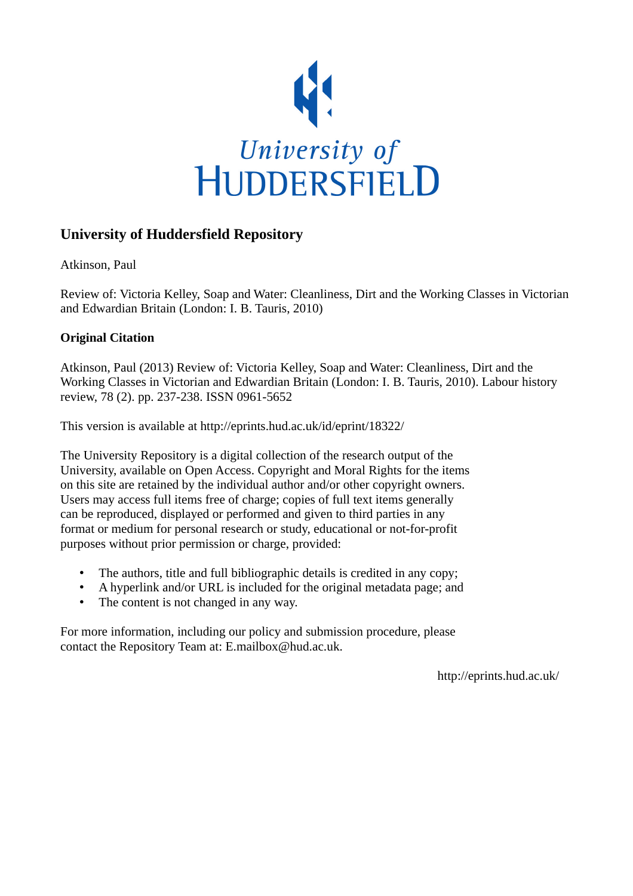University of
HUDDERSFIELD

# University of Huddersfield Repository

Atkinson, Paul

Review of: Victoria Kelley, Soap and Water: Cleanliness, Dirt and the Working Classes in Victorian and Edwardian Britain (London: I. B. Tauris, 2010)

## Original Citation

Atkinson, Paul (2013) Review of: Victoria Kelley, Soap and Water: Cleanliness, Dirt and the Working Classes in Victorian and Edwardian Britain (London: I. B. Tauris, 2010). Labour history review, 78 (2). pp. 237-238. ISSN 0961-5652

This version is available at http://eprints.hud.ac.uk/id/eprint/18322/

The University Repository is a digital collection of the research output of the University, available on Open Access. Copyright and Moral Rights for the items on this site are retained by the individual author and/or other copyright owners. Users may access full items free of charge; copies of full text items generally can be reproduced, displayed or performed and given to third parties in any format or medium for personal research or study, educational or not-for-profit purposes without prior permission or charge, provided:

- The authors, title and full bibliographic details is credited in any copy;
- A hyperlink and/or URL is included for the original metadata page; and
- The content is not changed in any way.

For more information, including our policy and submission procedure, please contact the Repository Team at: E.mailbox@hud.ac.uk.

http://eprints.hud.ac.uk/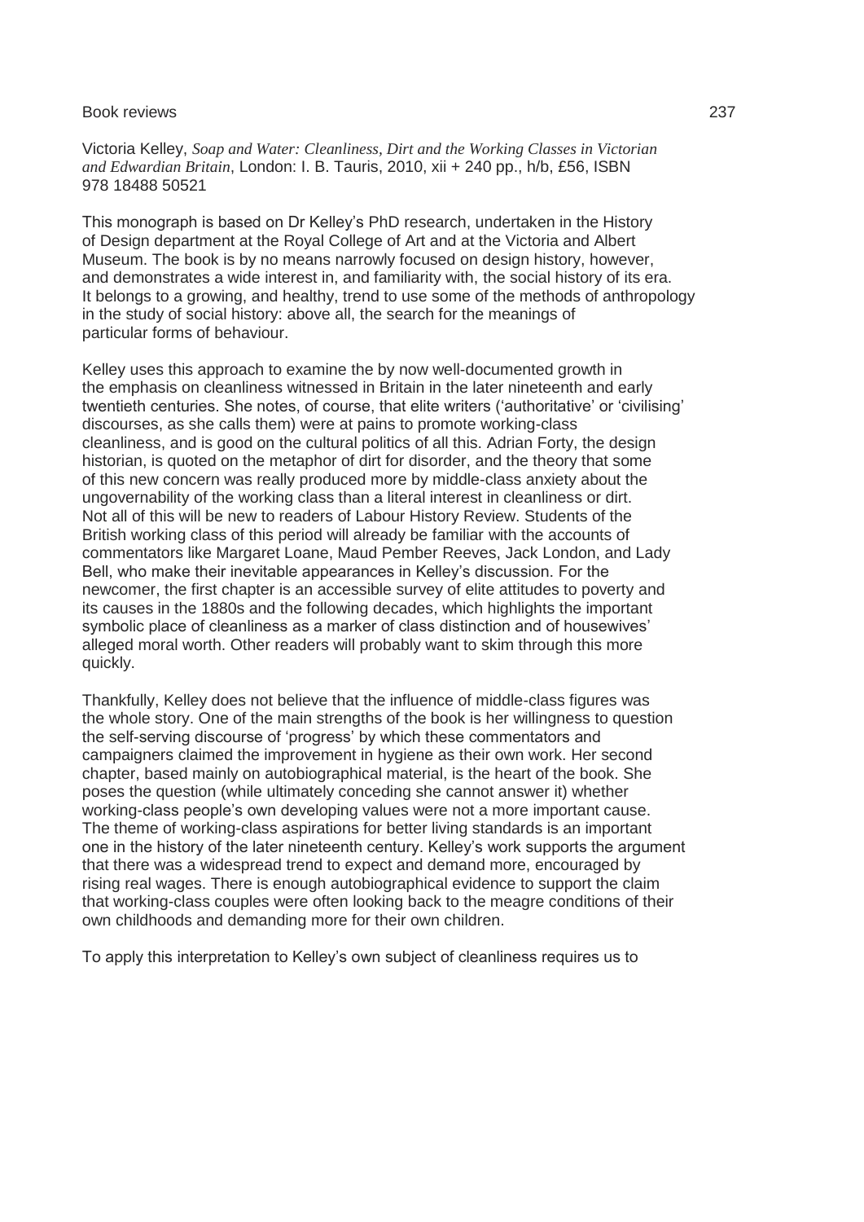Victoria Kelley, *Soap and Water: Cleanliness, Dirt and the Working Classes in Victorian and Edwardian Britain*, London: I. B. Tauris, 2010, xii + 240 pp., h/b, £56, ISBN 978 18488 50521

This monograph is based on Dr Kelley's PhD research, undertaken in the History of Design department at the Royal College of Art and at the Victoria and Albert Museum. The book is by no means narrowly focused on design history, however, and demonstrates a wide interest in, and familiarity with, the social history of its era. It belongs to a growing, and healthy, trend to use some of the methods of anthropology in the study of social history: above all, the search for the meanings of particular forms of behaviour.

Kelley uses this approach to examine the by now well-documented growth in the emphasis on cleanliness witnessed in Britain in the later nineteenth and early twentieth centuries. She notes, of course, that elite writers ('authoritative' or 'civilising' discourses, as she calls them) were at pains to promote working-class cleanliness, and is good on the cultural politics of all this. Adrian Forty, the design historian, is quoted on the metaphor of dirt for disorder, and the theory that some of this new concern was really produced more by middle-class anxiety about the ungovernability of the working class than a literal interest in cleanliness or dirt. Not all of this will be new to readers of Labour History Review. Students of the British working class of this period will already be familiar with the accounts of commentators like Margaret Loane, Maud Pember Reeves, Jack London, and Lady Bell, who make their inevitable appearances in Kelley's discussion. For the newcomer, the first chapter is an accessible survey of elite attitudes to poverty and its causes in the 1880s and the following decades, which highlights the important symbolic place of cleanliness as a marker of class distinction and of housewives' alleged moral worth. Other readers will probably want to skim through this more quickly.

Thankfully, Kelley does not believe that the influence of middle-class figures was the whole story. One of the main strengths of the book is her willingness to question the self-serving discourse of 'progress' by which these commentators and campaigners claimed the improvement in hygiene as their own work. Her second chapter, based mainly on autobiographical material, is the heart of the book. She poses the question (while ultimately conceding she cannot answer it) whether working-class people's own developing values were not a more important cause. The theme of working-class aspirations for better living standards is an important one in the history of the later nineteenth century. Kelley's work supports the argument that there was a widespread trend to expect and demand more, encouraged by rising real wages. There is enough autobiographical evidence to support the claim that working-class couples were often looking back to the meagre conditions of their own childhoods and demanding more for their own children.

To apply this interpretation to Kelley's own subject of cleanliness requires us to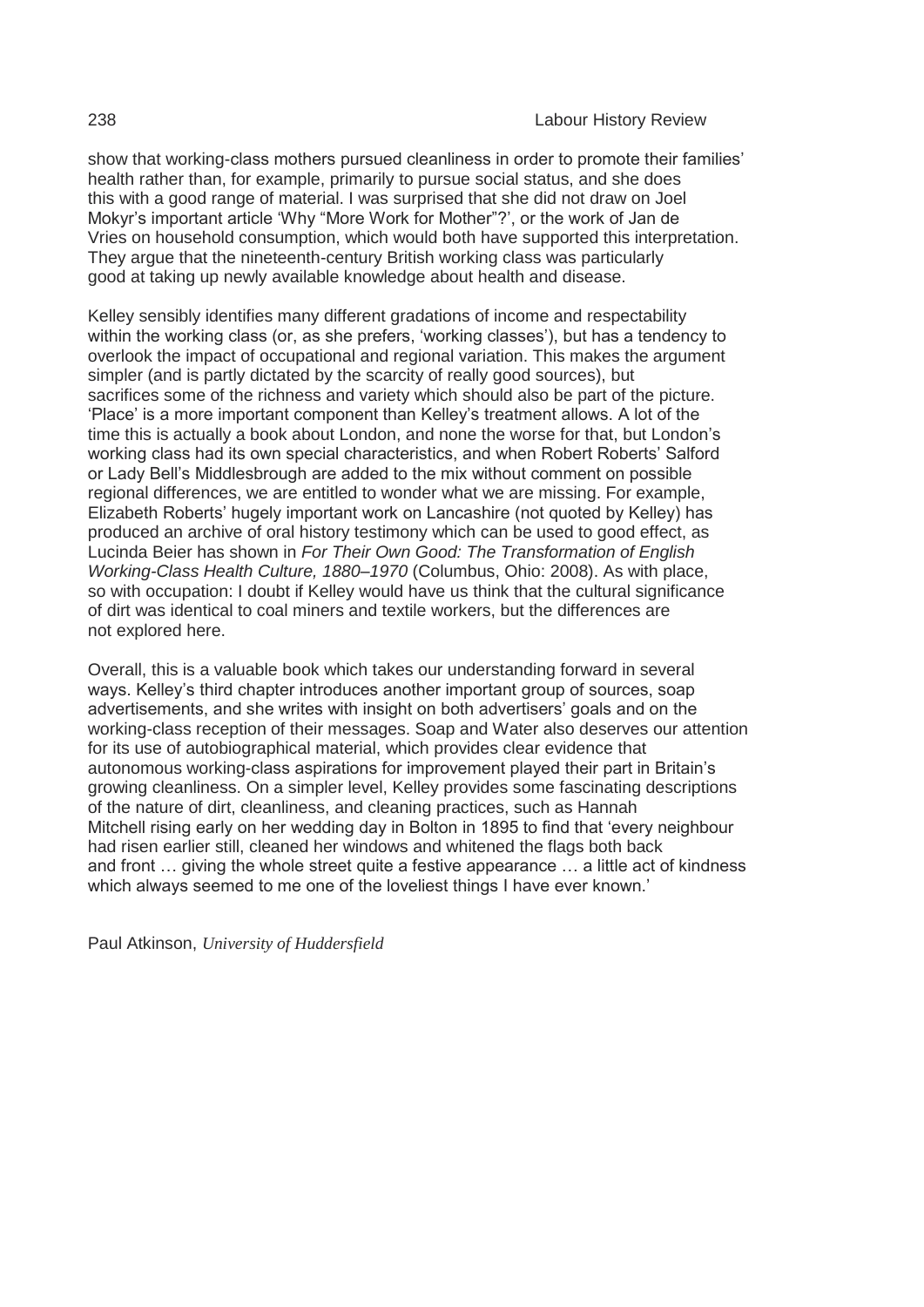show that working-class mothers pursued cleanliness in order to promote their families' health rather than, for example, primarily to pursue social status, and she does this with a good range of material. I was surprised that she did not draw on Joel Mokyr's important article 'Why "More Work for Mother"?', or the work of Jan de Vries on household consumption, which would both have supported this interpretation. They argue that the nineteenth-century British working class was particularly good at taking up newly available knowledge about health and disease.

Kelley sensibly identifies many different gradations of income and respectability within the working class (or, as she prefers, 'working classes'), but has a tendency to overlook the impact of occupational and regional variation. This makes the argument simpler (and is partly dictated by the scarcity of really good sources), but sacrifices some of the richness and variety which should also be part of the picture. 'Place' is a more important component than Kelley's treatment allows. A lot of the time this is actually a book about London, and none the worse for that, but London's working class had its own special characteristics, and when Robert Roberts' Salford or Lady Bell's Middlesbrough are added to the mix without comment on possible regional differences, we are entitled to wonder what we are missing. For example, Elizabeth Roberts' hugely important work on Lancashire (not quoted by Kelley) has produced an archive of oral history testimony which can be used to good effect, as Lucinda Beier has shown in *For Their Own Good: The Transformation of English Working-Class Health Culture, 1880–1970* (Columbus, Ohio: 2008). As with place, so with occupation: I doubt if Kelley would have us think that the cultural significance of dirt was identical to coal miners and textile workers, but the differences are not explored here.

Overall, this is a valuable book which takes our understanding forward in several ways. Kelley's third chapter introduces another important group of sources, soap advertisements, and she writes with insight on both advertisers' goals and on the working-class reception of their messages. Soap and Water also deserves our attention for its use of autobiographical material, which provides clear evidence that autonomous working-class aspirations for improvement played their part in Britain's growing cleanliness. On a simpler level, Kelley provides some fascinating descriptions of the nature of dirt, cleanliness, and cleaning practices, such as Hannah Mitchell rising early on her wedding day in Bolton in 1895 to find that 'every neighbour had risen earlier still, cleaned her windows and whitened the flags both back and front … giving the whole street quite a festive appearance … a little act of kindness which always seemed to me one of the loveliest things I have ever known.'

Paul Atkinson, *University of Huddersfield*